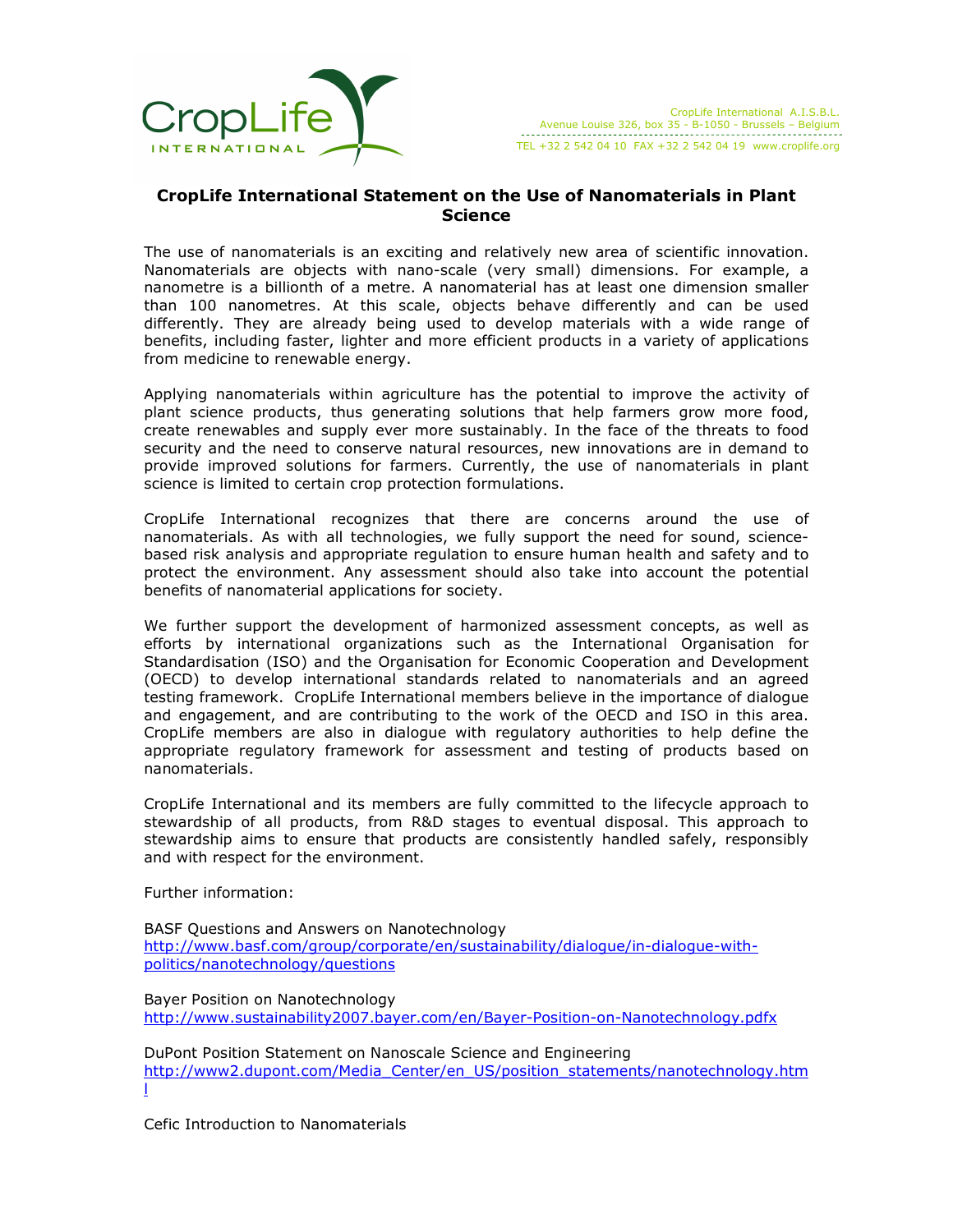CropLife International A.I.S.B.L.
Avenue Louise 326, box 35 - B-1050 - Brussels – Belgium
TEL +32 2 542 04 10 FAX +32 2 542 04 19 www.croplife.org

# CropLife International Statement on the Use of Nanomaterials in Plant Science

The use of nanomaterials is an exciting and relatively new area of scientific innovation. Nanomaterials are objects with nano-scale (very small) dimensions. For example, a nanometre is a billionth of a metre. A nanomaterial has at least one dimension smaller than 100 nanometres. At this scale, objects behave differently and can be used differently. They are already being used to develop materials with a wide range of benefits, including faster, lighter and more efficient products in a variety of applications from medicine to renewable energy.

Applying nanomaterials within agriculture has the potential to improve the activity of plant science products, thus generating solutions that help farmers grow more food, create renewables and supply ever more sustainably. In the face of the threats to food security and the need to conserve natural resources, new innovations are in demand to provide improved solutions for farmers. Currently, the use of nanomaterials in plant science is limited to certain crop protection formulations.

CropLife International recognizes that there are concerns around the use of nanomaterials. As with all technologies, we fully support the need for sound, science-based risk analysis and appropriate regulation to ensure human health and safety and to protect the environment. Any assessment should also take into account the potential benefits of nanomaterial applications for society.

We further support the development of harmonized assessment concepts, as well as efforts by international organizations such as the International Organisation for Standardisation (ISO) and the Organisation for Economic Cooperation and Development (OECD) to develop international standards related to nanomaterials and an agreed testing framework. CropLife International members believe in the importance of dialogue and engagement, and are contributing to the work of the OECD and ISO in this area. CropLife members are also in dialogue with regulatory authorities to help define the appropriate regulatory framework for assessment and testing of products based on nanomaterials.

CropLife International and its members are fully committed to the lifecycle approach to stewardship of all products, from R&D stages to eventual disposal. This approach to stewardship aims to ensure that products are consistently handled safely, responsibly and with respect for the environment.

Further information:

BASF Questions and Answers on Nanotechnology
http://www.basf.com/group/corporate/en/sustainability/dialogue/in-dialogue-with-politics/nanotechnology/questions

Bayer Position on Nanotechnology
http://www.sustainability2007.bayer.com/en/Bayer-Position-on-Nanotechnology.pdfx

DuPont Position Statement on Nanoscale Science and Engineering
http://www2.dupont.com/Media_Center/en_US/position_statements/nanotechnology.html

Cefic Introduction to Nanomaterials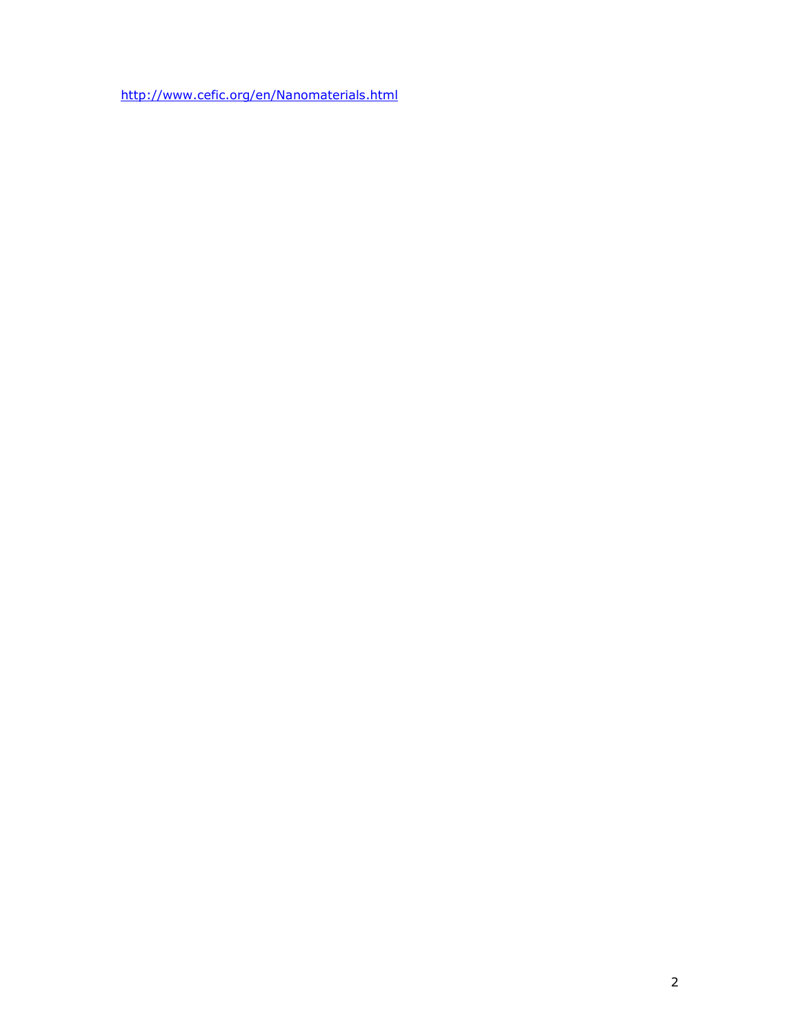http://www.cefic.org/en/Nanomaterials.html